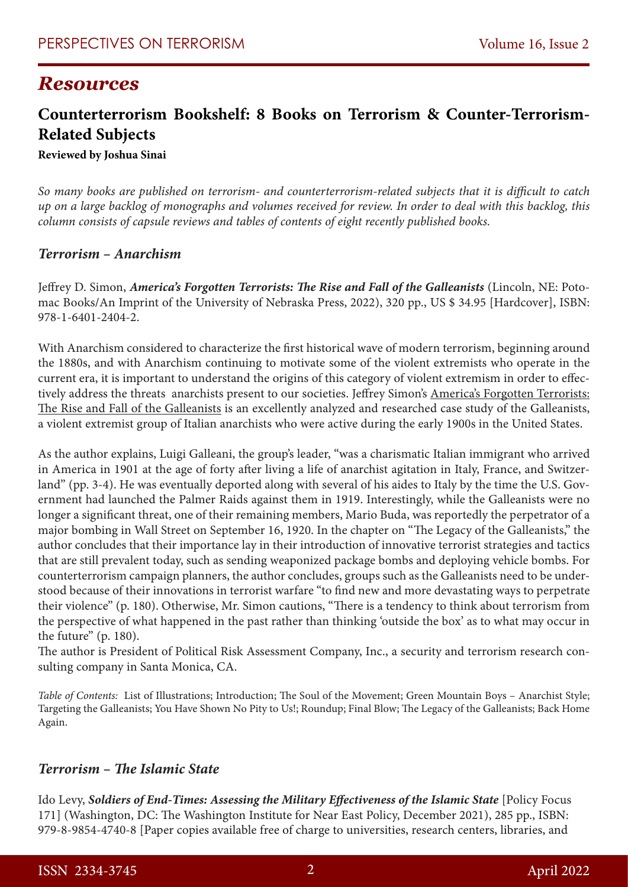# *Resources*

## Counterterrorism Bookshelf: 8 Books on Terrorism & Counter-Terrorism-Related Subjects

**Reviewed by Joshua Sinai**

*So many books are published on terrorism- and counterterrorism-related subjects that it is difficult to catch up on a large backlog of monographs and volumes received for review. In order to deal with this backlog, this column consists of capsule reviews and tables of contents of eight recently published books.*

### *Terrorism – Anarchism*

Jeffrey D. Simon, ***America's Forgotten Terrorists: The Rise and Fall of the Galleanists*** (Lincoln, NE: Potomac Books/An Imprint of the University of Nebraska Press, 2022), 320 pp., US $ 34.95 [Hardcover], ISBN: 978-1-6401-2404-2.

With Anarchism considered to characterize the first historical wave of modern terrorism, beginning around the 1880s, and with Anarchism continuing to motivate some of the violent extremists who operate in the current era, it is important to understand the origins of this category of violent extremism in order to effectively address the threats anarchists present to our societies. Jeffrey Simon's America's Forgotten Terrorists: The Rise and Fall of the Galleanists is an excellently analyzed and researched case study of the Galleanists, a violent extremist group of Italian anarchists who were active during the early 1900s in the United States.

As the author explains, Luigi Galleani, the group's leader, "was a charismatic Italian immigrant who arrived in America in 1901 at the age of forty after living a life of anarchist agitation in Italy, France, and Switzerland" (pp. 3-4). He was eventually deported along with several of his aides to Italy by the time the U.S. Government had launched the Palmer Raids against them in 1919. Interestingly, while the Galleanists were no longer a significant threat, one of their remaining members, Mario Buda, was reportedly the perpetrator of a major bombing in Wall Street on September 16, 1920. In the chapter on "The Legacy of the Galleanists," the author concludes that their importance lay in their introduction of innovative terrorist strategies and tactics that are still prevalent today, such as sending weaponized package bombs and deploying vehicle bombs. For counterterrorism campaign planners, the author concludes, groups such as the Galleanists need to be understood because of their innovations in terrorist warfare "to find new and more devastating ways to perpetrate their violence" (p. 180). Otherwise, Mr. Simon cautions, "There is a tendency to think about terrorism from the perspective of what happened in the past rather than thinking 'outside the box' as to what may occur in the future" (p. 180).

The author is President of Political Risk Assessment Company, Inc., a security and terrorism research consulting company in Santa Monica, CA.

*Table of Contents:* List of Illustrations; Introduction; The Soul of the Movement; Green Mountain Boys – Anarchist Style; Targeting the Galleanists; You Have Shown No Pity to Us!; Roundup; Final Blow; The Legacy of the Galleanists; Back Home Again.

### *Terrorism – The Islamic State*

Ido Levy, ***Soldiers of End-Times: Assessing the Military Effectiveness of the Islamic State*** [Policy Focus 171] (Washington, DC: The Washington Institute for Near East Policy, December 2021), 285 pp., ISBN: 979-8-9854-4740-8 [Paper copies available free of charge to universities, research centers, libraries, and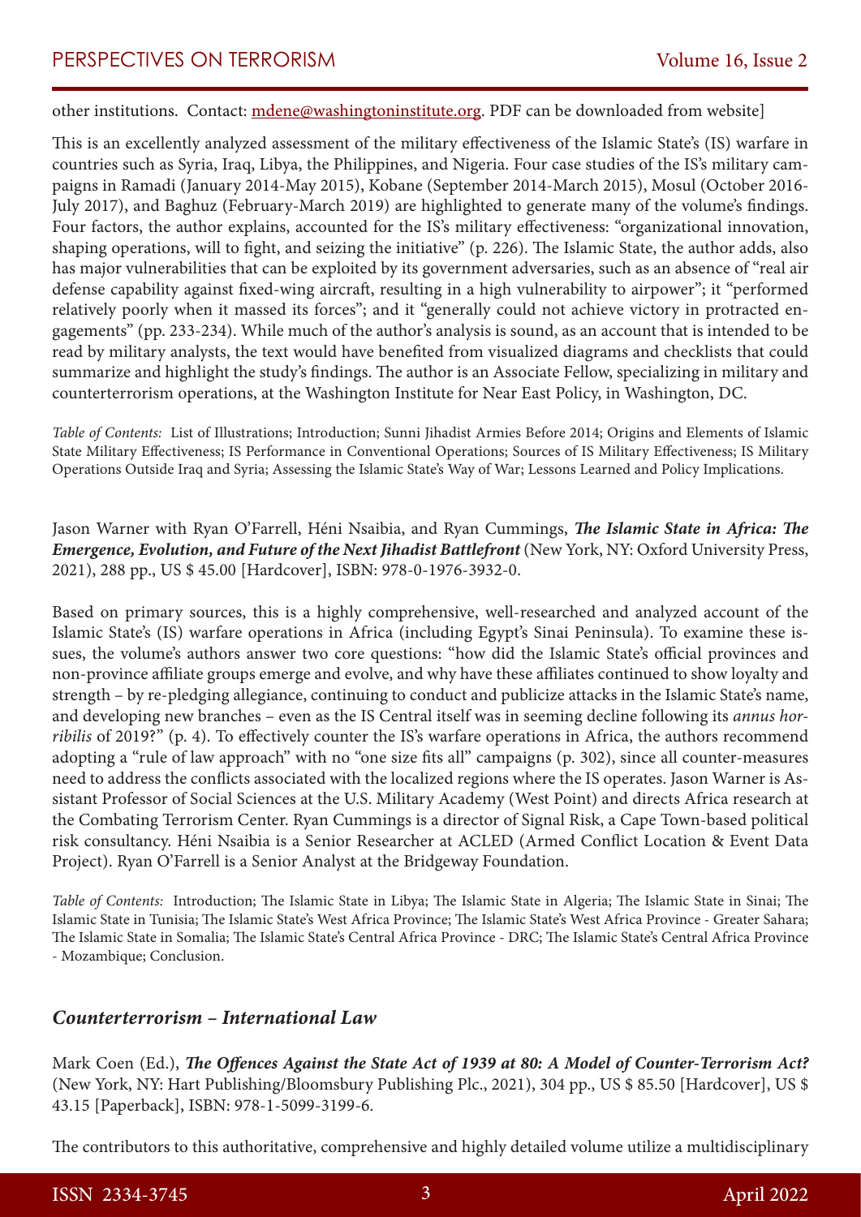other institutions. Contact: mdene@washingtoninstitute.org. PDF can be downloaded from website]

This is an excellently analyzed assessment of the military effectiveness of the Islamic State's (IS) warfare in countries such as Syria, Iraq, Libya, the Philippines, and Nigeria. Four case studies of the IS's military campaigns in Ramadi (January 2014-May 2015), Kobane (September 2014-March 2015), Mosul (October 2016-July 2017), and Baghuz (February-March 2019) are highlighted to generate many of the volume's findings. Four factors, the author explains, accounted for the IS's military effectiveness: "organizational innovation, shaping operations, will to fight, and seizing the initiative" (p. 226). The Islamic State, the author adds, also has major vulnerabilities that can be exploited by its government adversaries, such as an absence of "real air defense capability against fixed-wing aircraft, resulting in a high vulnerability to airpower"; it "performed relatively poorly when it massed its forces"; and it "generally could not achieve victory in protracted engagements" (pp. 233-234). While much of the author's analysis is sound, as an account that is intended to be read by military analysts, the text would have benefited from visualized diagrams and checklists that could summarize and highlight the study's findings. The author is an Associate Fellow, specializing in military and counterterrorism operations, at the Washington Institute for Near East Policy, in Washington, DC.

*Table of Contents:* List of Illustrations; Introduction; Sunni Jihadist Armies Before 2014; Origins and Elements of Islamic State Military Effectiveness; IS Performance in Conventional Operations; Sources of IS Military Effectiveness; IS Military Operations Outside Iraq and Syria; Assessing the Islamic State's Way of War; Lessons Learned and Policy Implications.

Jason Warner with Ryan O'Farrell, Héni Nsaibia, and Ryan Cummings, ***The Islamic State in Africa: The Emergence, Evolution, and Future of the Next Jihadist Battlefront*** (New York, NY: Oxford University Press, 2021), 288 pp., US $ 45.00 [Hardcover], ISBN: 978-0-1976-3932-0.

Based on primary sources, this is a highly comprehensive, well-researched and analyzed account of the Islamic State's (IS) warfare operations in Africa (including Egypt's Sinai Peninsula). To examine these issues, the volume's authors answer two core questions: "how did the Islamic State's official provinces and non-province affiliate groups emerge and evolve, and why have these affiliates continued to show loyalty and strength – by re-pledging allegiance, continuing to conduct and publicize attacks in the Islamic State's name, and developing new branches – even as the IS Central itself was in seeming decline following its *annus horribilis* of 2019?" (p. 4). To effectively counter the IS's warfare operations in Africa, the authors recommend adopting a "rule of law approach" with no "one size fits all" campaigns (p. 302), since all counter-measures need to address the conflicts associated with the localized regions where the IS operates. Jason Warner is Assistant Professor of Social Sciences at the U.S. Military Academy (West Point) and directs Africa research at the Combating Terrorism Center. Ryan Cummings is a director of Signal Risk, a Cape Town-based political risk consultancy. Héni Nsaibia is a Senior Researcher at ACLED (Armed Conflict Location & Event Data Project). Ryan O'Farrell is a Senior Analyst at the Bridgeway Foundation.

*Table of Contents:* Introduction; The Islamic State in Libya; The Islamic State in Algeria; The Islamic State in Sinai; The Islamic State in Tunisia; The Islamic State's West Africa Province; The Islamic State's West Africa Province - Greater Sahara; The Islamic State in Somalia; The Islamic State's Central Africa Province - DRC; The Islamic State's Central Africa Province - Mozambique; Conclusion.

### *Counterterrorism – International Law*

Mark Coen (Ed.), ***The Offences Against the State Act of 1939 at 80: A Model of Counter-Terrorism Act?*** (New York, NY: Hart Publishing/Bloomsbury Publishing Plc., 2021), 304 pp., US $ 85.50 [Hardcover], US $ 43.15 [Paperback], ISBN: 978-1-5099-3199-6.

The contributors to this authoritative, comprehensive and highly detailed volume utilize a multidisciplinary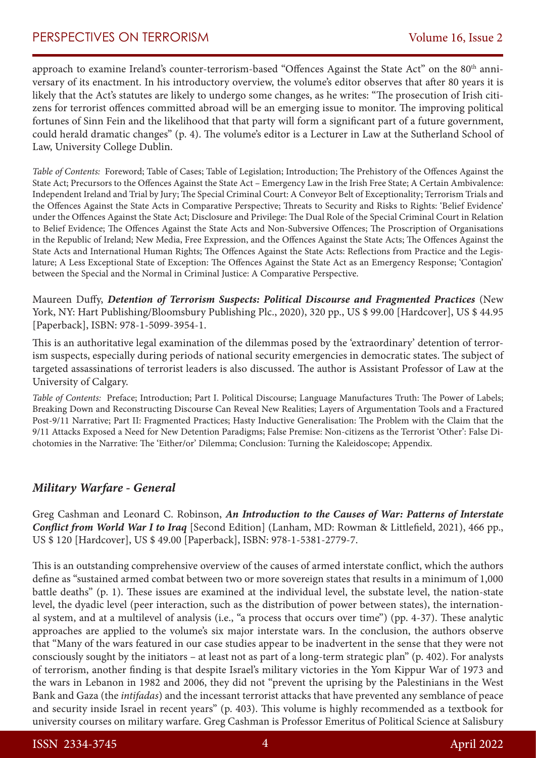approach to examine Ireland's counter-terrorism-based "Offences Against the State Act" on the 80th anniversary of its enactment. In his introductory overview, the volume's editor observes that after 80 years it is likely that the Act's statutes are likely to undergo some changes, as he writes: "The prosecution of Irish citizens for terrorist offences committed abroad will be an emerging issue to monitor. The improving political fortunes of Sinn Fein and the likelihood that that party will form a significant part of a future government, could herald dramatic changes" (p. 4). The volume's editor is a Lecturer in Law at the Sutherland School of Law, University College Dublin.

*Table of Contents:* Foreword; Table of Cases; Table of Legislation; Introduction; The Prehistory of the Offences Against the State Act; Precursors to the Offences Against the State Act – Emergency Law in the Irish Free State; A Certain Ambivalence: Independent Ireland and Trial by Jury; The Special Criminal Court: A Conveyor Belt of Exceptionality; Terrorism Trials and the Offences Against the State Acts in Comparative Perspective; Threats to Security and Risks to Rights: 'Belief Evidence' under the Offences Against the State Act; Disclosure and Privilege: The Dual Role of the Special Criminal Court in Relation to Belief Evidence; The Offences Against the State Acts and Non-Subversive Offences; The Proscription of Organisations in the Republic of Ireland; New Media, Free Expression, and the Offences Against the State Acts; The Offences Against the State Acts and International Human Rights; The Offences Against the State Acts: Reflections from Practice and the Legislature; A Less Exceptional State of Exception: The Offences Against the State Act as an Emergency Response; 'Contagion' between the Special and the Normal in Criminal Justice: A Comparative Perspective.

Maureen Duffy, ***Detention of Terrorism Suspects: Political Discourse and Fragmented Practices*** (New York, NY: Hart Publishing/Bloomsbury Publishing Plc., 2020), 320 pp., US $ 99.00 [Hardcover], US $ 44.95 [Paperback], ISBN: 978-1-5099-3954-1.

This is an authoritative legal examination of the dilemmas posed by the 'extraordinary' detention of terrorism suspects, especially during periods of national security emergencies in democratic states. The subject of targeted assassinations of terrorist leaders is also discussed. The author is Assistant Professor of Law at the University of Calgary.

*Table of Contents:* Preface; Introduction; Part I. Political Discourse; Language Manufactures Truth: The Power of Labels; Breaking Down and Reconstructing Discourse Can Reveal New Realities; Layers of Argumentation Tools and a Fractured Post-9/11 Narrative; Part II: Fragmented Practices; Hasty Inductive Generalisation: The Problem with the Claim that the 9/11 Attacks Exposed a Need for New Detention Paradigms; False Premise: Non-citizens as the Terrorist 'Other': False Dichotomies in the Narrative: The 'Either/or' Dilemma; Conclusion: Turning the Kaleidoscope; Appendix.

## *Military Warfare - General*

Greg Cashman and Leonard C. Robinson, ***An Introduction to the Causes of War: Patterns of Interstate Conflict from World War I to Iraq*** [Second Edition] (Lanham, MD: Rowman & Littlefield, 2021), 466 pp., US $ 120 [Hardcover], US $ 49.00 [Paperback], ISBN: 978-1-5381-2779-7.

This is an outstanding comprehensive overview of the causes of armed interstate conflict, which the authors define as "sustained armed combat between two or more sovereign states that results in a minimum of 1,000 battle deaths" (p. 1). These issues are examined at the individual level, the substate level, the nation-state level, the dyadic level (peer interaction, such as the distribution of power between states), the international system, and at a multilevel of analysis (i.e., "a process that occurs over time") (pp. 4-37). These analytic approaches are applied to the volume's six major interstate wars. In the conclusion, the authors observe that "Many of the wars featured in our case studies appear to be inadvertent in the sense that they were not consciously sought by the initiators – at least not as part of a long-term strategic plan" (p. 402). For analysts of terrorism, another finding is that despite Israel's military victories in the Yom Kippur War of 1973 and the wars in Lebanon in 1982 and 2006, they did not "prevent the uprising by the Palestinians in the West Bank and Gaza (the *intifadas*) and the incessant terrorist attacks that have prevented any semblance of peace and security inside Israel in recent years" (p. 403). This volume is highly recommended as a textbook for university courses on military warfare. Greg Cashman is Professor Emeritus of Political Science at Salisbury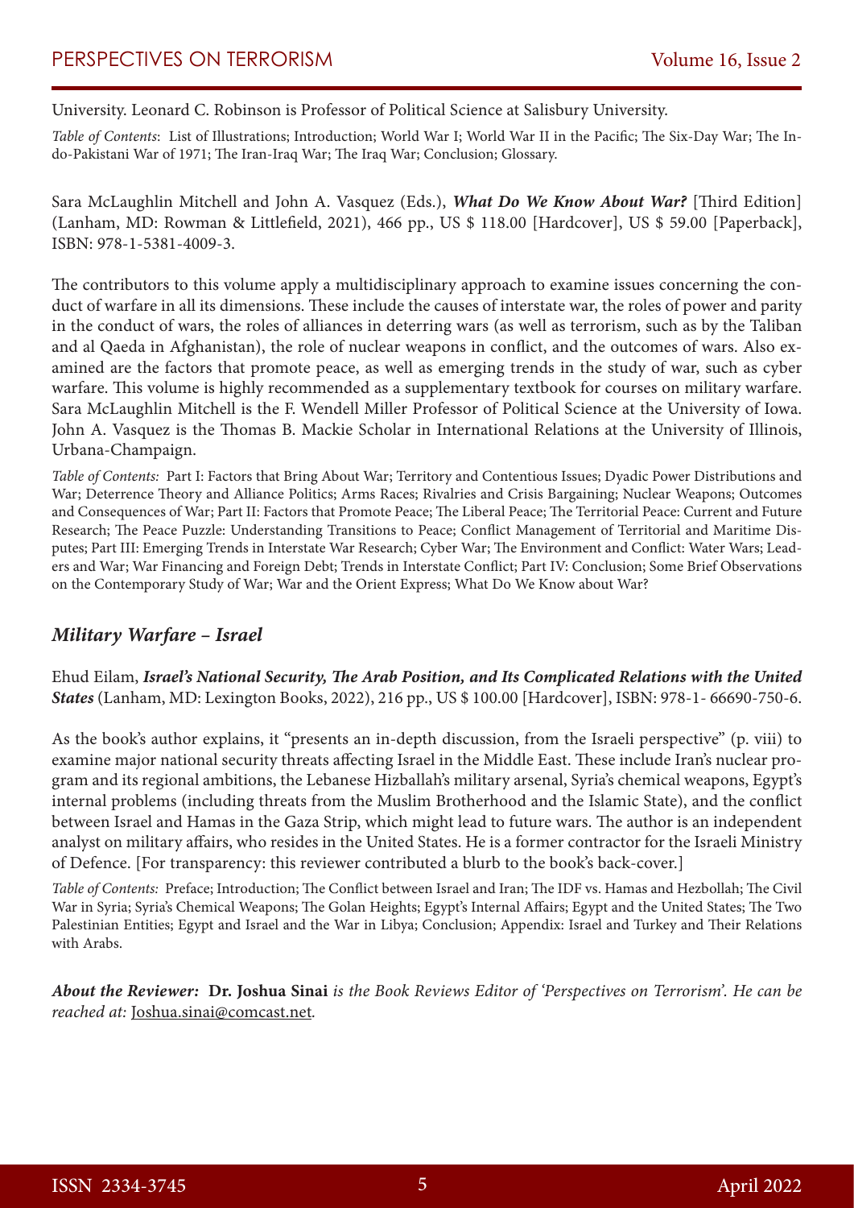University. Leonard C. Robinson is Professor of Political Science at Salisbury University.

*Table of Contents*: List of Illustrations; Introduction; World War I; World War II in the Pacific; The Six-Day War; The Indo-Pakistani War of 1971; The Iran-Iraq War; The Iraq War; Conclusion; Glossary.

Sara McLaughlin Mitchell and John A. Vasquez (Eds.), ***What Do We Know About War?*** [Third Edition] (Lanham, MD: Rowman & Littlefield, 2021), 466 pp., US $ 118.00 [Hardcover], US $ 59.00 [Paperback], ISBN: 978-1-5381-4009-3.

The contributors to this volume apply a multidisciplinary approach to examine issues concerning the conduct of warfare in all its dimensions. These include the causes of interstate war, the roles of power and parity in the conduct of wars, the roles of alliances in deterring wars (as well as terrorism, such as by the Taliban and al Qaeda in Afghanistan), the role of nuclear weapons in conflict, and the outcomes of wars. Also examined are the factors that promote peace, as well as emerging trends in the study of war, such as cyber warfare. This volume is highly recommended as a supplementary textbook for courses on military warfare. Sara McLaughlin Mitchell is the F. Wendell Miller Professor of Political Science at the University of Iowa. John A. Vasquez is the Thomas B. Mackie Scholar in International Relations at the University of Illinois, Urbana-Champaign.

*Table of Contents:* Part I: Factors that Bring About War; Territory and Contentious Issues; Dyadic Power Distributions and War; Deterrence Theory and Alliance Politics; Arms Races; Rivalries and Crisis Bargaining; Nuclear Weapons; Outcomes and Consequences of War; Part II: Factors that Promote Peace; The Liberal Peace; The Territorial Peace: Current and Future Research; The Peace Puzzle: Understanding Transitions to Peace; Conflict Management of Territorial and Maritime Disputes; Part III: Emerging Trends in Interstate War Research; Cyber War; The Environment and Conflict: Water Wars; Leaders and War; War Financing and Foreign Debt; Trends in Interstate Conflict; Part IV: Conclusion; Some Brief Observations on the Contemporary Study of War; War and the Orient Express; What Do We Know about War?

## *Military Warfare – Israel*

Ehud Eilam, ***Israel's National Security, The Arab Position, and Its Complicated Relations with the United States*** (Lanham, MD: Lexington Books, 2022), 216 pp., US $ 100.00 [Hardcover], ISBN: 978-1- 66690-750-6.

As the book's author explains, it "presents an in-depth discussion, from the Israeli perspective" (p. viii) to examine major national security threats affecting Israel in the Middle East. These include Iran's nuclear program and its regional ambitions, the Lebanese Hizballah's military arsenal, Syria's chemical weapons, Egypt's internal problems (including threats from the Muslim Brotherhood and the Islamic State), and the conflict between Israel and Hamas in the Gaza Strip, which might lead to future wars. The author is an independent analyst on military affairs, who resides in the United States. He is a former contractor for the Israeli Ministry of Defence. [For transparency: this reviewer contributed a blurb to the book's back-cover.]

*Table of Contents:* Preface; Introduction; The Conflict between Israel and Iran; The IDF vs. Hamas and Hezbollah; The Civil War in Syria; Syria's Chemical Weapons; The Golan Heights; Egypt's Internal Affairs; Egypt and the United States; The Two Palestinian Entities; Egypt and Israel and the War in Libya; Conclusion; Appendix: Israel and Turkey and Their Relations with Arabs.

***About the Reviewer:*** **Dr. Joshua Sinai** *is the Book Reviews Editor of 'Perspectives on Terrorism'. He can be reached at:* Joshua.sinai@comcast.net*.*